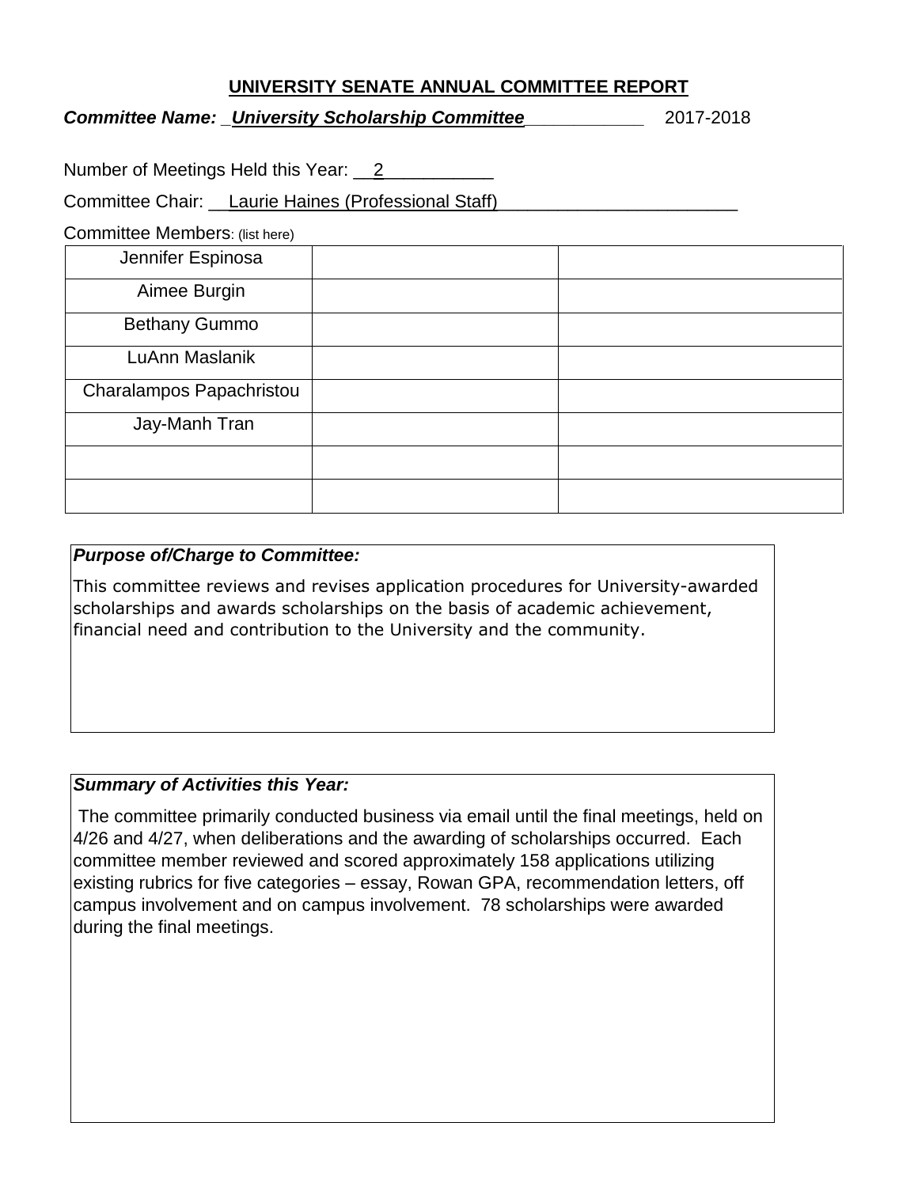# UNIVERSITY SENATE ANNUAL COMMITTEE REPORT

***Committee Name:*** ***University Scholarship Committee*** 2017-2018

Number of Meetings Held this Year: 2

Committee Chair: Laurie Haines (Professional Staff)

Committee Members: (list here)

| | | |
|---|---|---|
| Jennifer Espinosa | | |
| Aimee Burgin | | |
| Bethany Gummo | | |
| LuAnn Maslanik | | |
| Charalampos Papachristou | | |
| Jay-Manh Tran | | |
| | | |
| | | |

***Purpose of/Charge to Committee:***

This committee reviews and revises application procedures for University-awarded scholarships and awards scholarships on the basis of academic achievement, financial need and contribution to the University and the community.

***Summary of Activities this Year:***

The committee primarily conducted business via email until the final meetings, held on 4/26 and 4/27, when deliberations and the awarding of scholarships occurred. Each committee member reviewed and scored approximately 158 applications utilizing existing rubrics for five categories – essay, Rowan GPA, recommendation letters, off campus involvement and on campus involvement. 78 scholarships were awarded during the final meetings.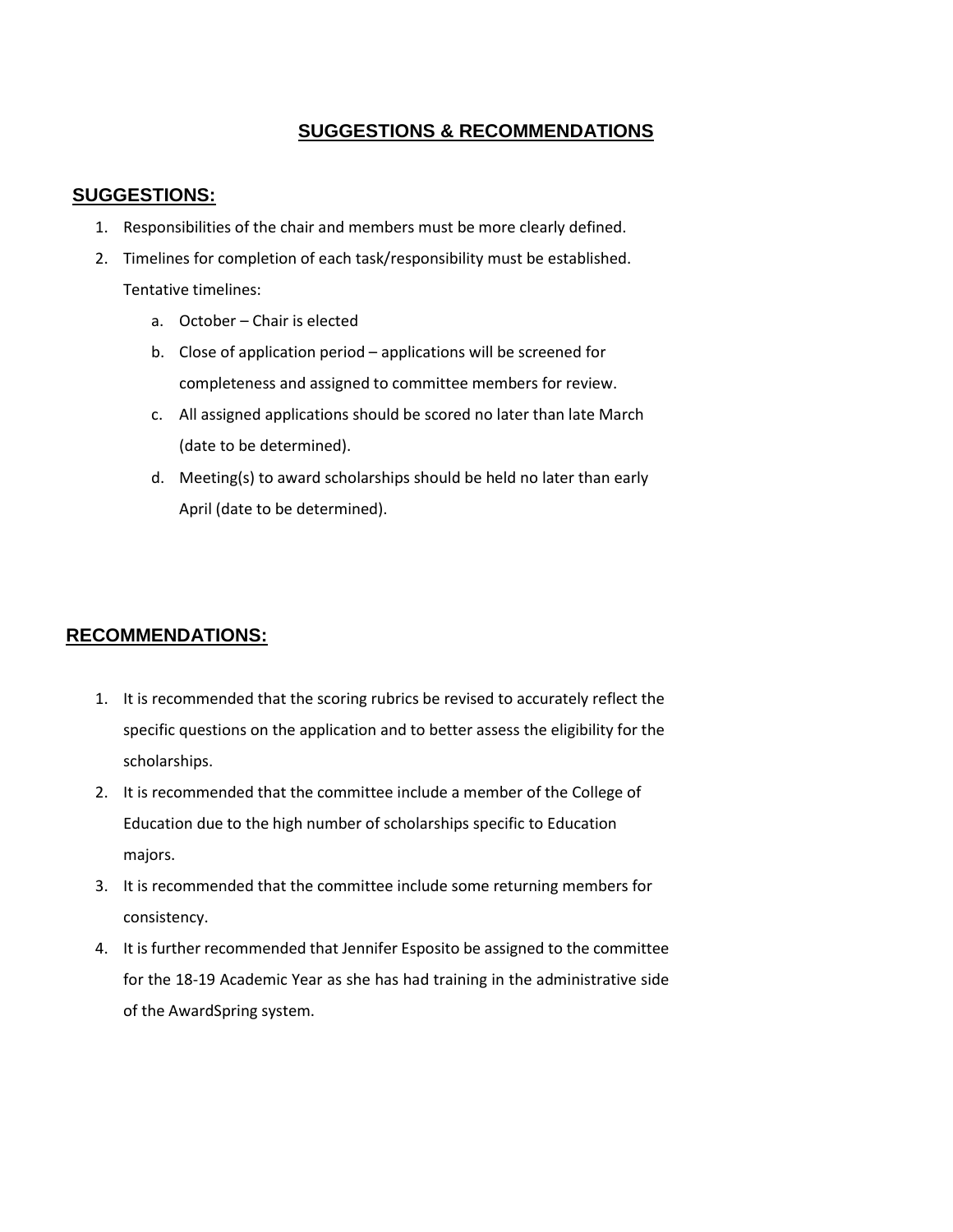# SUGGESTIONS & RECOMMENDATIONS

## SUGGESTIONS:

1. Responsibilities of the chair and members must be more clearly defined.
2. Timelines for completion of each task/responsibility must be established.
   Tentative timelines:
   a. October – Chair is elected
   b. Close of application period – applications will be screened for completeness and assigned to committee members for review.
   c. All assigned applications should be scored no later than late March (date to be determined).
   d. Meeting(s) to award scholarships should be held no later than early April (date to be determined).

## RECOMMENDATIONS:

1. It is recommended that the scoring rubrics be revised to accurately reflect the specific questions on the application and to better assess the eligibility for the scholarships.
2. It is recommended that the committee include a member of the College of Education due to the high number of scholarships specific to Education majors.
3. It is recommended that the committee include some returning members for consistency.
4. It is further recommended that Jennifer Esposito be assigned to the committee for the 18-19 Academic Year as she has had training in the administrative side of the AwardSpring system.